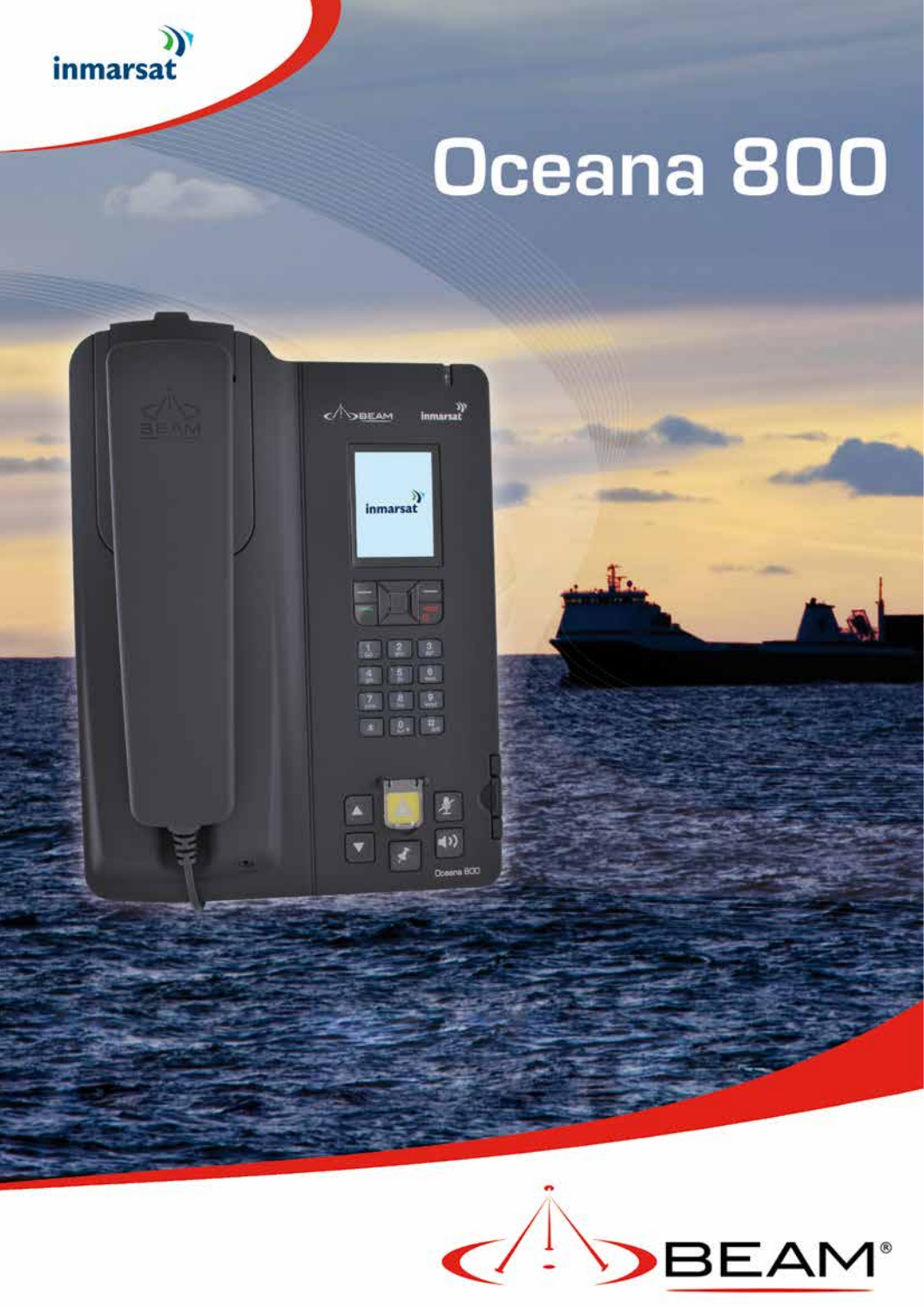inmarsat

# Oceana 800

BEAM®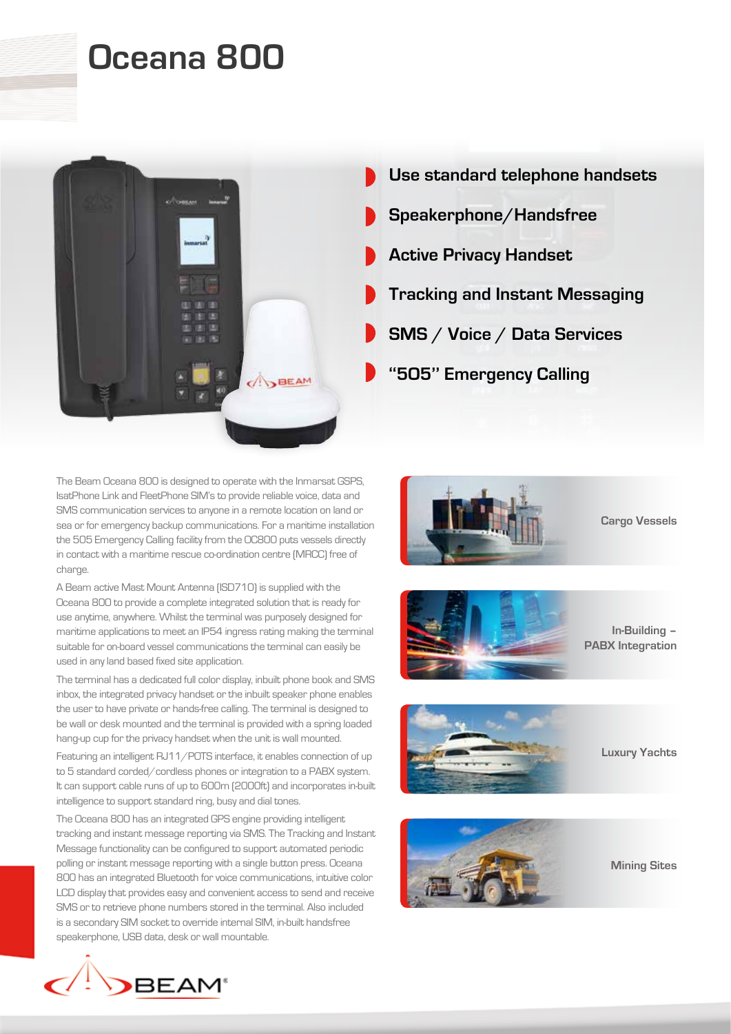# Oceana 800

- Use standard telephone handsets
- Speakerphone/Handsfree
- Active Privacy Handset
- Tracking and Instant Messaging
- SMS / Voice / Data Services
- "505" Emergency Calling

The Beam Oceana 800 is designed to operate with the Inmarsat GSPS, IsatPhone Link and FleetPhone SIM's to provide reliable voice, data and SMS communication services to anyone in a remote location on land or sea or for emergency backup communications. For a maritime installation the 505 Emergency Calling facility from the OC800 puts vessels directly in contact with a maritime rescue co-ordination centre (MRCC) free of charge.

A Beam active Mast Mount Antenna (ISD710) is supplied with the Oceana 800 to provide a complete integrated solution that is ready for use anytime, anywhere. Whilst the terminal was purposely designed for maritime applications to meet an IP54 ingress rating making the terminal suitable for on-board vessel communications the terminal can easily be used in any land based fixed site application.

The terminal has a dedicated full color display, inbuilt phone book and SMS inbox, the integrated privacy handset or the inbuilt speaker phone enables the user to have private or hands-free calling. The terminal is designed to be wall or desk mounted and the terminal is provided with a spring loaded hang-up cup for the privacy handset when the unit is wall mounted.

Featuring an intelligent RJ11/POTS interface, it enables connection of up to 5 standard corded/cordless phones or integration to a PABX system. It can support cable runs of up to 600m (2000ft) and incorporates in-built intelligence to support standard ring, busy and dial tones.

The Oceana 800 has an integrated GPS engine providing intelligent tracking and instant message reporting via SMS. The Tracking and Instant Message functionality can be configured to support automated periodic polling or instant message reporting with a single button press. Oceana 800 has an integrated Bluetooth for voice communications, intuitive color LCD display that provides easy and convenient access to send and receive SMS or to retrieve phone numbers stored in the terminal. Also included is a secondary SIM socket to override internal SIM, in-built handsfree speakerphone, USB data, desk or wall mountable.

**Cargo Vessels**

**In-Building – PABX Integration**

**Luxury Yachts**

**Mining Sites**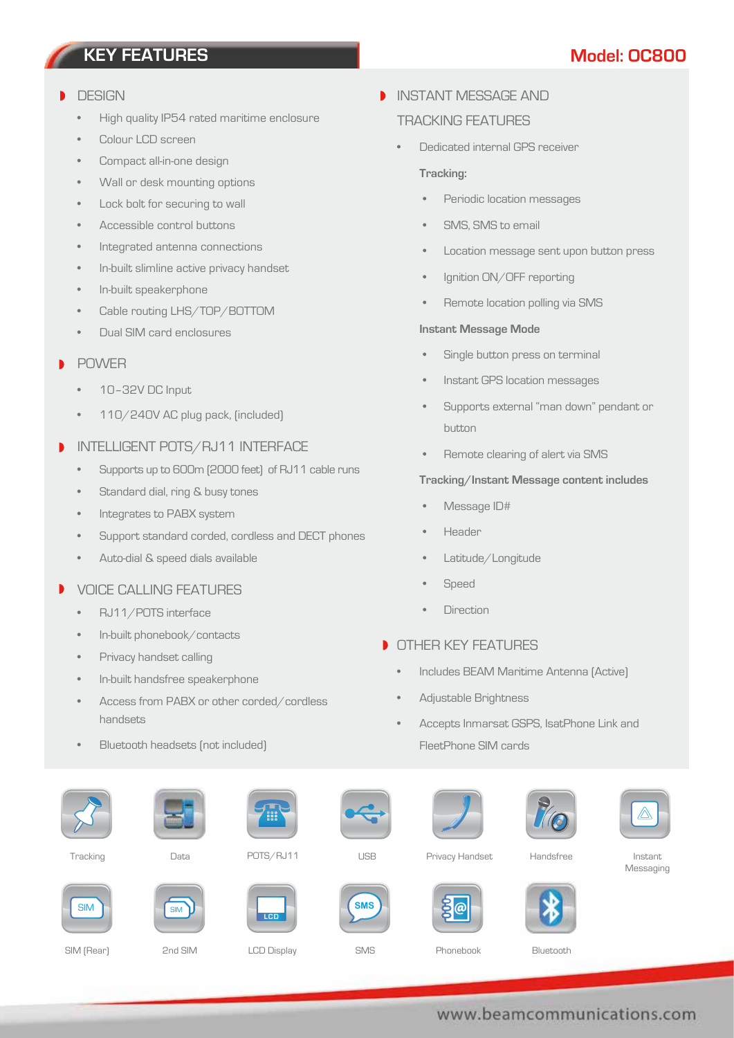# KEY FEATURES

## Model: OC800

### DESIGN

- High quality IP54 rated maritime enclosure
- Colour LCD screen
- Compact all-in-one design
- Wall or desk mounting options
- Lock bolt for securing to wall
- Accessible control buttons
- Integrated antenna connections
- In-built slimline active privacy handset
- In-built speakerphone
- Cable routing LHS/TOP/BOTTOM
- Dual SIM card enclosures

### POWER

- 10-32V DC Input
- 110/240V AC plug pack, (included)

### INTELLIGENT POTS/RJ11 INTERFACE

- Supports up to 600m (2000 feet) of RJ11 cable runs
- Standard dial, ring & busy tones
- Integrates to PABX system
- Support standard corded, cordless and DECT phones
- Auto-dial & speed dials available

### VOICE CALLING FEATURES

- RJ11/POTS interface
- In-built phonebook/contacts
- Privacy handset calling
- In-built handsfree speakerphone
- Access from PABX or other corded/cordless handsets
- Bluetooth headsets (not included)

### INSTANT MESSAGE AND TRACKING FEATURES

- Dedicated internal GPS receiver

**Tracking:**

- Periodic location messages
- SMS, SMS to email
- Location message sent upon button press
- Ignition ON/OFF reporting
- Remote location polling via SMS

**Instant Message Mode**

- Single button press on terminal
- Instant GPS location messages
- Supports external "man down" pendant or button
- Remote clearing of alert via SMS

**Tracking/Instant Message content includes**

- Message ID#
- Header
- Latitude/Longitude
- Speed
- Direction

### OTHER KEY FEATURES

- Includes BEAM Maritime Antenna (Active)
- Adjustable Brightness
- Accepts Inmarsat GSPS, IsatPhone Link and FleetPhone SIM cards

Tracking | Data | POTS/RJ11 | USB | Privacy Handset | Handsfree | Instant Messaging

SIM (Rear) | 2nd SIM | LCD Display | SMS | Phonebook | Bluetooth

www.beamcommunications.com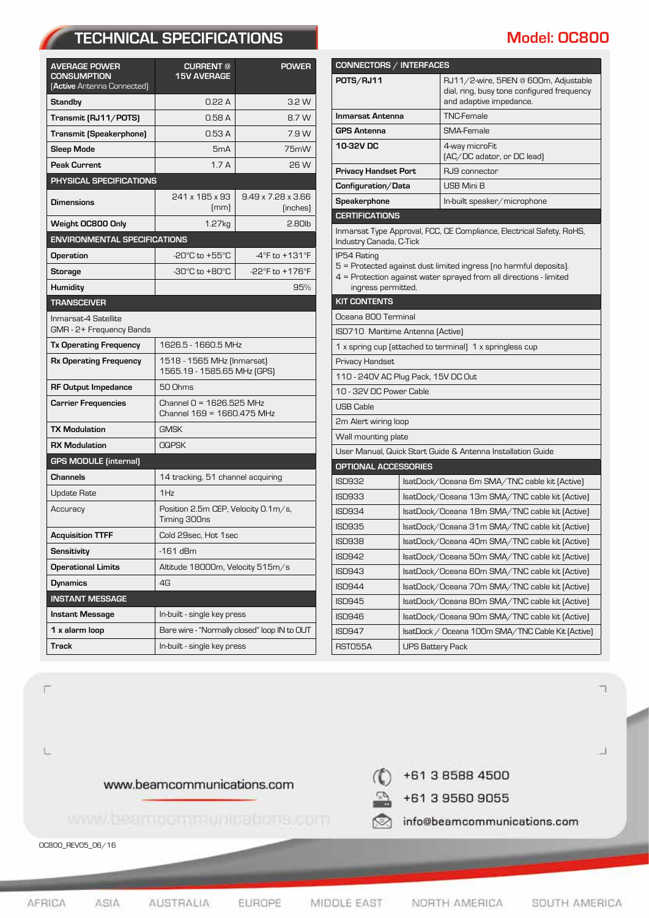# TECHNICAL SPECIFICATIONS

## Model: OC800

| AVERAGE POWER CONSUMPTION (Active Antenna Connected) | CURRENT @ 15V AVERAGE | POWER |
|---|---|---|
| **Standby** | 0.22 A | 3.2 W |
| **Transmit (RJ11/POTS)** | 0.58 A | 8.7 W |
| **Transmit (Speakerphone)** | 0.53 A | 7.9 W |
| **Sleep Mode** | 5mA | 75mW |
| **Peak Current** | 1.7 A | 26 W |
| **PHYSICAL SPECIFICATIONS** | | |
| **Dimensions** | 241 x 185 x 93 (mm) | 9.49 x 7.28 x 3.66 (inches) |
| **Weight OC800 Only** | 1.27kg | 2.80lb |
| **ENVIRONMENTAL SPECIFICATIONS** | | |
| **Operation** | -20°C to +55°C | -4°F to +131°F |
| **Storage** | -30°C to +80°C | -22°F to +176°F |
| **Humidity** | | 95% |

| TRANSCEIVER | |
|---|---|
| Inmarsat-4 Satellite GMR - 2+ Frequency Bands | |
| **Tx Operating Frequency** | 1626.5 - 1660.5 MHz |
| **Rx Operating Frequency** | 1518 - 1565 MHz (Inmarsat) 1565.19 - 1585.65 MHz (GPS) |
| **RF Output Impedance** | 50 Ohms |
| **Carrier Frequencies** | Channel 0 = 1626.525 MHz Channel 169 = 1660.475 MHz |
| **TX Modulation** | GMSK |
| **RX Modulation** | OQPSK |
| **GPS MODULE (internal)** | |
| **Channels** | 14 tracking, 51 channel acquiring |
| Update Rate | 1Hz |
| Accuracy | Position 2.5m CEP, Velocity 0.1m/s, Timing 300ns |
| **Acquisition TTFF** | Cold 29sec, Hot 1sec |
| **Sensitivity** | -161 dBm |
| **Operational Limits** | Altitude 18000m, Velocity 515m/s |
| **Dynamics** | 4G |
| **INSTANT MESSAGE** | |
| **Instant Message** | In-built - single key press |
| **1 x alarm loop** | Bare wire - "Normally closed" loop IN to OUT |
| **Track** | In-built - single key press |

| CONNECTORS / INTERFACES | |
|---|---|
| **POTS/RJ11** | RJ11/2-wire, 5REN @ 600m, Adjustable dial, ring, busy tone configured frequency and adaptive impedance. |
| **Inmarsat Antenna** | TNC-Female |
| **GPS Antenna** | SMA-Female |
| **10-32V DC** | 4-way microFit (AC/DC adator, or DC lead) |
| **Privacy Handset Port** | RJ9 connector |
| **Configuration/Data** | USB Mini B |
| **Speakerphone** | In-built speaker/microphone |

| CERTIFICATIONS |
|---|
| Inmarsat Type Approval, FCC, CE Compliance, Electrical Safety, RoHS, Industry Canada, C-Tick |
| IP54 Rating<br>5 = Protected against dust limited ingress (no harmful deposits).<br>4 = Protection against water sprayed from all directions - limited ingress permitted. |

| KIT CONTENTS |
|---|
| Oceana 800 Terminal |
| ISD710 Maritime Antenna (Active) |
| 1 x spring cup (attached to terminal) 1 x springless cup |
| Privacy Handset |
| 110 - 240V AC Plug Pack, 15V DC Out |
| 10 - 32V DC Power Cable |
| USB Cable |
| 2m Alert wiring loop |
| Wall mounting plate |
| User Manual, Quick Start Guide & Antenna Installation Guide |

| OPTIONAL ACCESSORIES | |
|---|---|
| ISD932 | IsatDock/Oceana 6m SMA/TNC cable kit (Active) |
| ISD933 | IsatDock/Oceana 13m SMA/TNC cable kit (Active) |
| ISD934 | IsatDock/Oceana 18m SMA/TNC cable kit (Active) |
| ISD935 | IsatDock/Oceana 31m SMA/TNC cable kit (Active) |
| ISD938 | IsatDock/Oceana 40m SMA/TNC cable kit (Active) |
| ISD942 | IsatDock/Oceana 50m SMA/TNC cable kit (Active) |
| ISD943 | IsatDock/Oceana 60m SMA/TNC cable kit (Active) |
| ISD944 | IsatDock/Oceana 70m SMA/TNC cable kit (Active) |
| ISD945 | IsatDock/Oceana 80m SMA/TNC cable kit (Active) |
| ISD946 | IsatDock/Oceana 90m SMA/TNC cable kit (Active) |
| ISD947 | IsatDock / Oceana 100m SMA/TNC Cable Kit (Active) |
| RST055A | UPS Battery Pack |

www.beamcommunications.com

+61 3 8588 4500

+61 3 9560 9055

info@beamcommunications.com

OC800_REV05_06/16

AFRICA ASIA AUSTRALIA EUROPE MIDDLE EAST NORTH AMERICA SOUTH AMERICA